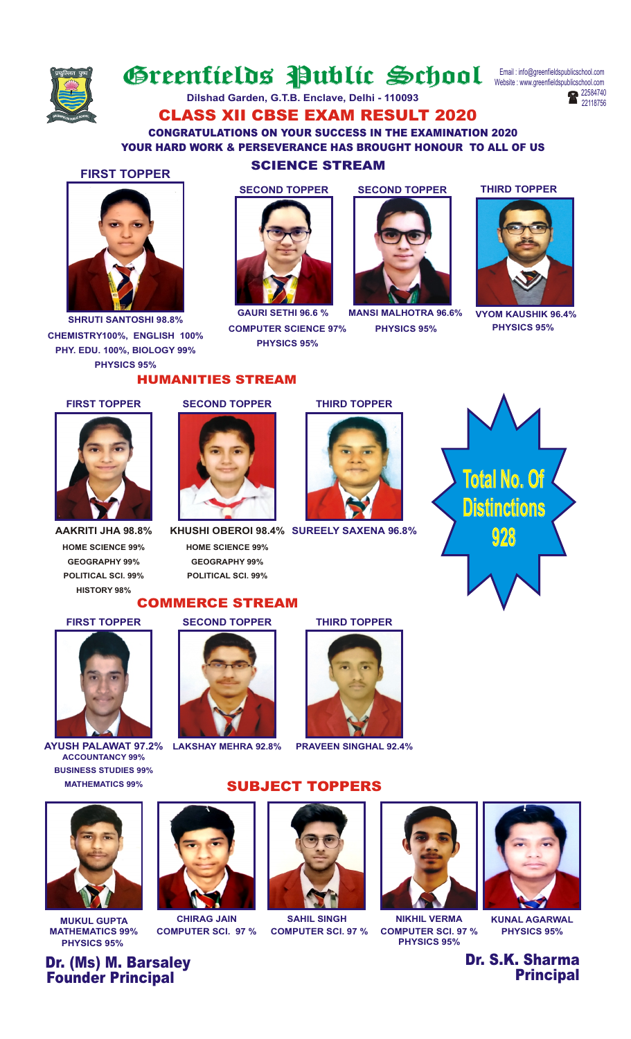# Greenfields Public School

Dilshad Garden, G.T.B. Enclave, Delhi - 110093

Email : info@greenfieldspublicschool.com
Website : www.greenfieldspublicschool.com
22584740
22118756

## CLASS XII CBSE EXAM RESULT 2020

**CONGRATULATIONS ON YOUR SUCCESS IN THE EXAMINATION 2020**
**YOUR HARD WORK & PERSEVERANCE HAS BROUGHT HONOUR TO ALL OF US**

### SCIENCE STREAM

**FIRST TOPPER**
SHRUTI SANTOSHI 98.8%
CHEMISTRY100%, ENGLISH 100%
PHY. EDU. 100%, BIOLOGY 99%
PHYSICS 95%

**SECOND TOPPER**
GAURI SETHI 96.6 %
COMPUTER SCIENCE 97%
PHYSICS 95%

**SECOND TOPPER**
MANSI MALHOTRA 96.6%
PHYSICS 95%

**THIRD TOPPER**
VYOM KAUSHIK 96.4%
PHYSICS 95%

### HUMANITIES STREAM

**FIRST TOPPER**
AAKRITI JHA 98.8%
HOME SCIENCE 99%
GEOGRAPHY 99%
POLITICAL SCI. 99%
HISTORY 98%

**SECOND TOPPER**
KHUSHI OBEROI 98.4%
HOME SCIENCE 99%
GEOGRAPHY 99%
POLITICAL SCI. 99%

**THIRD TOPPER**
SUREELY SAXENA 96.8%

**Total No. Of Distinctions 928**

### COMMERCE STREAM

**FIRST TOPPER**
AYUSH PALAWAT 97.2%
ACCOUNTANCY 99%
BUSINESS STUDIES 99%
MATHEMATICS 99%

**SECOND TOPPER**
LAKSHAY MEHRA 92.8%

**THIRD TOPPER**
PRAVEEN SINGHAL 92.4%

### SUBJECT TOPPERS

MUKUL GUPTA
MATHEMATICS 99%
PHYSICS 95%

CHIRAG JAIN
COMPUTER SCI. 97 %

SAHIL SINGH
COMPUTER SCI. 97 %

NIKHIL VERMA
COMPUTER SCI. 97 %
PHYSICS 95%

KUNAL AGARWAL
PHYSICS 95%

**Dr. (Ms) M. Barsaley**
**Founder Principal**

**Dr. S.K. Sharma**
**Principal**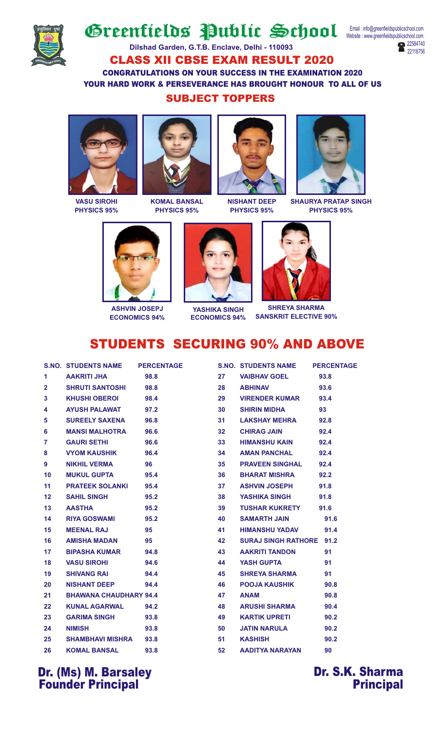# Greenfields Public School

Dilshad Garden, G.T.B. Enclave, Delhi - 110093

Email : info@greenfieldspublicschool.com
Website : www.greenfieldspublicschool.com
22584740
22118756

## CLASS XII CBSE EXAM RESULT 2020

**CONGRATULATIONS ON YOUR SUCCESS IN THE EXAMINATION 2020**
**YOUR HARD WORK & PERSEVERANCE HAS BROUGHT HONOUR TO ALL OF US**

### SUBJECT TOPPERS

**VASU SIROHI**
**PHYSICS 95%**

**KOMAL BANSAL**
**PHYSICS 95%**

**NISHANT DEEP**
**PHYSICS 95%**

**SHAURYA PRATAP SINGH**
**PHYSICS 95%**

**ASHVIN JOSEPJ**
**ECONOMICS 94%**

**YASHIKA SINGH**
**ECONOMICS 94%**

**SHREYA SHARMA**
**SANSKRIT ELECTIVE 90%**

## STUDENTS SECURING 90% AND ABOVE

| S.NO. | STUDENTS NAME | PERCENTAGE |
|---|---|---|
| 1 | AAKRITI JHA | 98.8 |
| 2 | SHRUTI SANTOSHI | 98.8 |
| 3 | KHUSHI OBEROI | 98.4 |
| 4 | AYUSH PALAWAT | 97.2 |
| 5 | SUREELY SAXENA | 96.8 |
| 6 | MANSI MALHOTRA | 96.6 |
| 7 | GAURI SETHI | 96.6 |
| 8 | VYOM KAUSHIK | 96.4 |
| 9 | NIKHIL VERMA | 96 |
| 10 | MUKUL GUPTA | 95.4 |
| 11 | PRATEEK SOLANKI | 95.4 |
| 12 | SAHIL SINGH | 95.2 |
| 13 | AASTHA | 95.2 |
| 14 | RIYA GOSWAMI | 95.2 |
| 15 | MEENAL RAJ | 95 |
| 16 | AMISHA MADAN | 95 |
| 17 | BIPASHA KUMAR | 94.8 |
| 18 | VASU SIROHI | 94.6 |
| 19 | SHIVANG RAI | 94.4 |
| 20 | NISHANT DEEP | 94.4 |
| 21 | BHAWANA CHAUDHARY | 94.4 |
| 22 | KUNAL AGARWAL | 94.2 |
| 23 | GARIMA SINGH | 93.8 |
| 24 | NIMISH | 93.8 |
| 25 | SHAMBHAVI MISHRA | 93.8 |
| 26 | KOMAL BANSAL | 93.8 |
| 27 | VAIBHAV GOEL | 93.8 |
| 28 | ABHINAV | 93.6 |
| 29 | VIRENDER KUMAR | 93.4 |
| 30 | SHIRIN MIDHA | 93 |
| 31 | LAKSHAY MEHRA | 92.8 |
| 32 | CHIRAG JAIN | 92.4 |
| 33 | HIMANSHU KAIN | 92.4 |
| 34 | AMAN PANCHAL | 92.4 |
| 35 | PRAVEEN SINGHAL | 92.4 |
| 36 | BHARAT MISHRA | 92.2 |
| 37 | ASHVIN JOSEPH | 91.8 |
| 38 | YASHIKA SINGH | 91.8 |
| 39 | TUSHAR KUKRETY | 91.6 |
| 40 | SAMARTH JAIN | 91.6 |
| 41 | HIMANSHU YADAV | 91.4 |
| 42 | SURAJ SINGH RATHORE | 91.2 |
| 43 | AAKRITI TANDON | 91 |
| 44 | YASH GUPTA | 91 |
| 45 | SHREYA SHARMA | 91 |
| 46 | POOJA KAUSHIK | 90.8 |
| 47 | ANAM | 90.8 |
| 48 | ARUSHI SHARMA | 90.4 |
| 49 | KARTIK UPRETI | 90.2 |
| 50 | JATIN NARULA | 90.2 |
| 51 | KASHISH | 90.2 |
| 52 | AADITYA NARAYAN | 90 |

**Dr. (Ms) M. Barsaley**
**Founder Principal**

**Dr. S.K. Sharma**
**Principal**